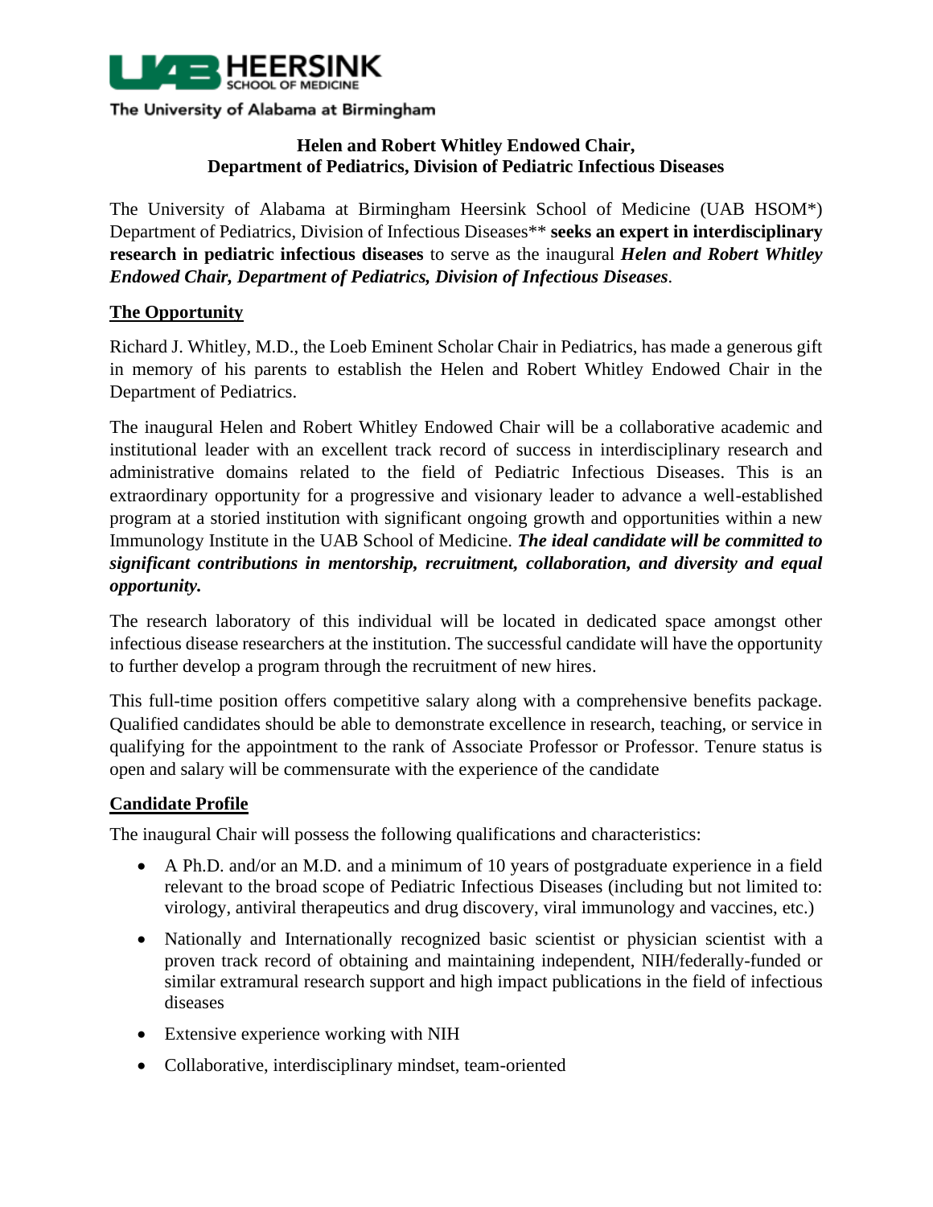UAB HEERSINK SCHOOL OF MEDICINE

The University of Alabama at Birmingham

**Helen and Robert Whitley Endowed Chair,**
**Department of Pediatrics, Division of Pediatric Infectious Diseases**

The University of Alabama at Birmingham Heersink School of Medicine (UAB HSOM*) Department of Pediatrics, Division of Infectious Diseases** **seeks an expert in interdisciplinary research in pediatric infectious diseases** to serve as the inaugural ***Helen and Robert Whitley Endowed Chair, Department of Pediatrics, Division of Infectious Diseases***.

## The Opportunity

Richard J. Whitley, M.D., the Loeb Eminent Scholar Chair in Pediatrics, has made a generous gift in memory of his parents to establish the Helen and Robert Whitley Endowed Chair in the Department of Pediatrics.

The inaugural Helen and Robert Whitley Endowed Chair will be a collaborative academic and institutional leader with an excellent track record of success in interdisciplinary research and administrative domains related to the field of Pediatric Infectious Diseases. This is an extraordinary opportunity for a progressive and visionary leader to advance a well-established program at a storied institution with significant ongoing growth and opportunities within a new Immunology Institute in the UAB School of Medicine. ***The ideal candidate will be committed to significant contributions in mentorship, recruitment, collaboration, and diversity and equal opportunity.***

The research laboratory of this individual will be located in dedicated space amongst other infectious disease researchers at the institution. The successful candidate will have the opportunity to further develop a program through the recruitment of new hires.

This full-time position offers competitive salary along with a comprehensive benefits package. Qualified candidates should be able to demonstrate excellence in research, teaching, or service in qualifying for the appointment to the rank of Associate Professor or Professor. Tenure status is open and salary will be commensurate with the experience of the candidate

## Candidate Profile

The inaugural Chair will possess the following qualifications and characteristics:

- A Ph.D. and/or an M.D. and a minimum of 10 years of postgraduate experience in a field relevant to the broad scope of Pediatric Infectious Diseases (including but not limited to: virology, antiviral therapeutics and drug discovery, viral immunology and vaccines, etc.)
- Nationally and Internationally recognized basic scientist or physician scientist with a proven track record of obtaining and maintaining independent, NIH/federally-funded or similar extramural research support and high impact publications in the field of infectious diseases
- Extensive experience working with NIH
- Collaborative, interdisciplinary mindset, team-oriented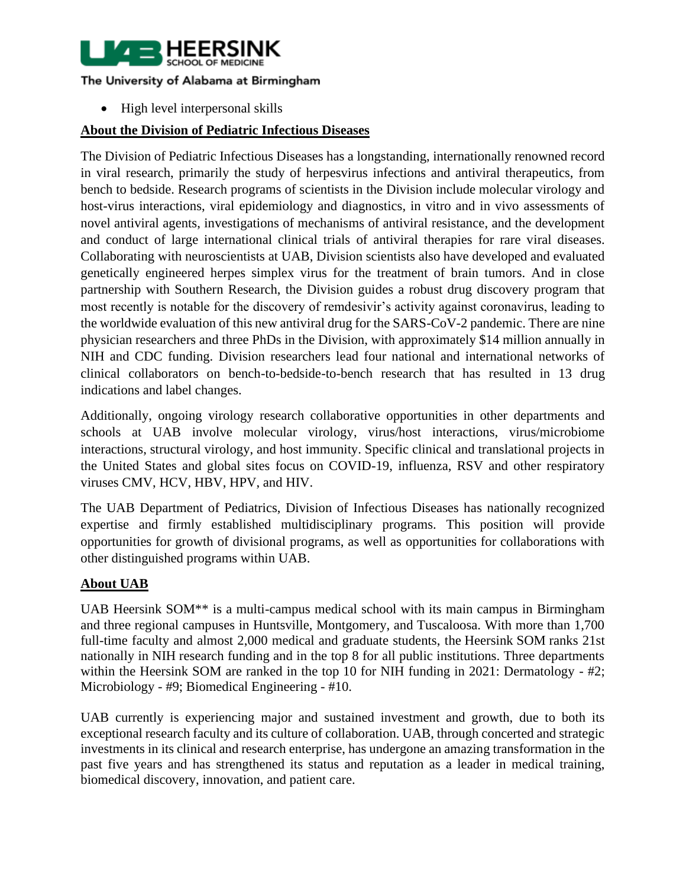- High level interpersonal skills

**About the Division of Pediatric Infectious Diseases**

The Division of Pediatric Infectious Diseases has a longstanding, internationally renowned record in viral research, primarily the study of herpesvirus infections and antiviral therapeutics, from bench to bedside. Research programs of scientists in the Division include molecular virology and host-virus interactions, viral epidemiology and diagnostics, in vitro and in vivo assessments of novel antiviral agents, investigations of mechanisms of antiviral resistance, and the development and conduct of large international clinical trials of antiviral therapies for rare viral diseases. Collaborating with neuroscientists at UAB, Division scientists also have developed and evaluated genetically engineered herpes simplex virus for the treatment of brain tumors. And in close partnership with Southern Research, the Division guides a robust drug discovery program that most recently is notable for the discovery of remdesivir's activity against coronavirus, leading to the worldwide evaluation of this new antiviral drug for the SARS-CoV-2 pandemic. There are nine physician researchers and three PhDs in the Division, with approximately $14 million annually in NIH and CDC funding. Division researchers lead four national and international networks of clinical collaborators on bench-to-bedside-to-bench research that has resulted in 13 drug indications and label changes.

Additionally, ongoing virology research collaborative opportunities in other departments and schools at UAB involve molecular virology, virus/host interactions, virus/microbiome interactions, structural virology, and host immunity. Specific clinical and translational projects in the United States and global sites focus on COVID-19, influenza, RSV and other respiratory viruses CMV, HCV, HBV, HPV, and HIV.

The UAB Department of Pediatrics, Division of Infectious Diseases has nationally recognized expertise and firmly established multidisciplinary programs. This position will provide opportunities for growth of divisional programs, as well as opportunities for collaborations with other distinguished programs within UAB.

**About UAB**

UAB Heersink SOM** is a multi-campus medical school with its main campus in Birmingham and three regional campuses in Huntsville, Montgomery, and Tuscaloosa. With more than 1,700 full-time faculty and almost 2,000 medical and graduate students, the Heersink SOM ranks 21st nationally in NIH research funding and in the top 8 for all public institutions. Three departments within the Heersink SOM are ranked in the top 10 for NIH funding in 2021: Dermatology - #2; Microbiology - #9; Biomedical Engineering - #10.

UAB currently is experiencing major and sustained investment and growth, due to both its exceptional research faculty and its culture of collaboration. UAB, through concerted and strategic investments in its clinical and research enterprise, has undergone an amazing transformation in the past five years and has strengthened its status and reputation as a leader in medical training, biomedical discovery, innovation, and patient care.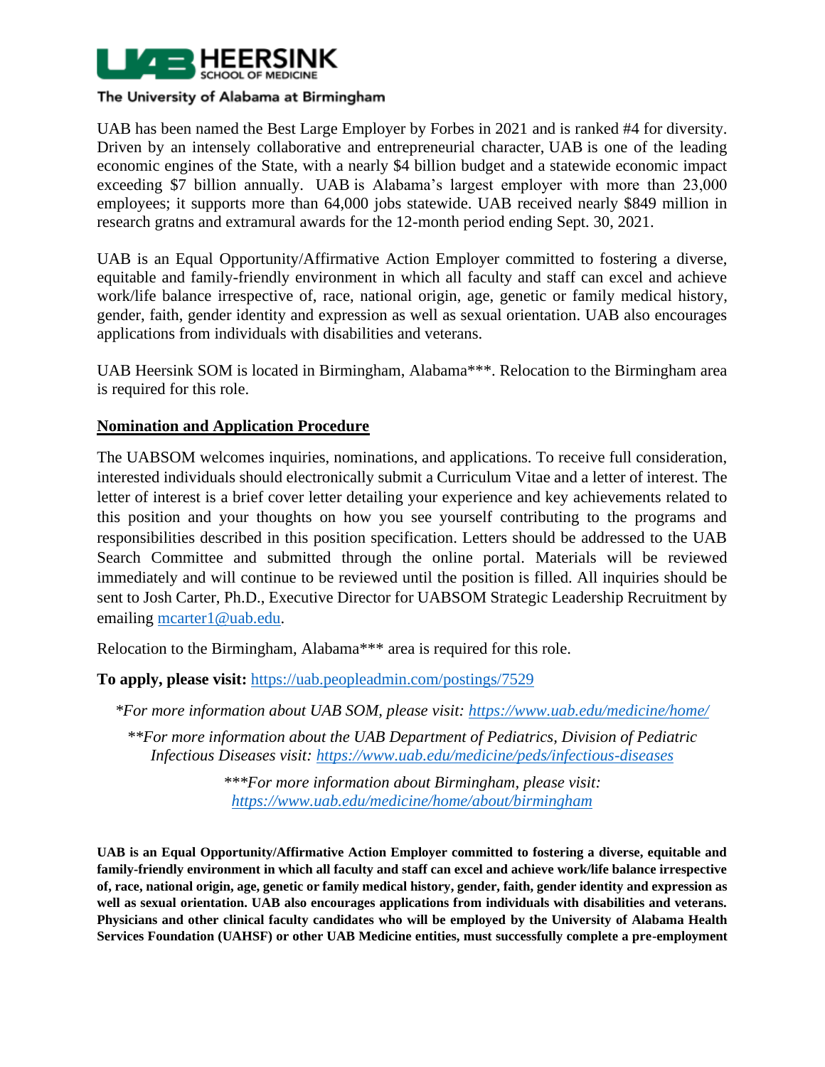UAB HEERSINK SCHOOL OF MEDICINE

The University of Alabama at Birmingham

UAB has been named the Best Large Employer by Forbes in 2021 and is ranked #4 for diversity. Driven by an intensely collaborative and entrepreneurial character, UAB is one of the leading economic engines of the State, with a nearly $4 billion budget and a statewide economic impact exceeding $7 billion annually. UAB is Alabama's largest employer with more than 23,000 employees; it supports more than 64,000 jobs statewide. UAB received nearly $849 million in research gratns and extramural awards for the 12-month period ending Sept. 30, 2021.

UAB is an Equal Opportunity/Affirmative Action Employer committed to fostering a diverse, equitable and family-friendly environment in which all faculty and staff can excel and achieve work/life balance irrespective of, race, national origin, age, genetic or family medical history, gender, faith, gender identity and expression as well as sexual orientation. UAB also encourages applications from individuals with disabilities and veterans.

UAB Heersink SOM is located in Birmingham, Alabama***. Relocation to the Birmingham area is required for this role.

## Nomination and Application Procedure

The UABSOM welcomes inquiries, nominations, and applications. To receive full consideration, interested individuals should electronically submit a Curriculum Vitae and a letter of interest. The letter of interest is a brief cover letter detailing your experience and key achievements related to this position and your thoughts on how you see yourself contributing to the programs and responsibilities described in this position specification. Letters should be addressed to the UAB Search Committee and submitted through the online portal. Materials will be reviewed immediately and will continue to be reviewed until the position is filled. All inquiries should be sent to Josh Carter, Ph.D., Executive Director for UABSOM Strategic Leadership Recruitment by emailing mcarter1@uab.edu.

Relocation to the Birmingham, Alabama*** area is required for this role.

**To apply, please visit:** https://uab.peopleadmin.com/postings/7529

*\*For more information about UAB SOM, please visit: https://www.uab.edu/medicine/home/*

*\*\*For more information about the UAB Department of Pediatrics, Division of Pediatric Infectious Diseases visit: https://www.uab.edu/medicine/peds/infectious-diseases*

*\*\*\*For more information about Birmingham, please visit: https://www.uab.edu/medicine/home/about/birmingham*

**UAB is an Equal Opportunity/Affirmative Action Employer committed to fostering a diverse, equitable and family-friendly environment in which all faculty and staff can excel and achieve work/life balance irrespective of, race, national origin, age, genetic or family medical history, gender, faith, gender identity and expression as well as sexual orientation. UAB also encourages applications from individuals with disabilities and veterans. Physicians and other clinical faculty candidates who will be employed by the University of Alabama Health Services Foundation (UAHSF) or other UAB Medicine entities, must successfully complete a pre-employment**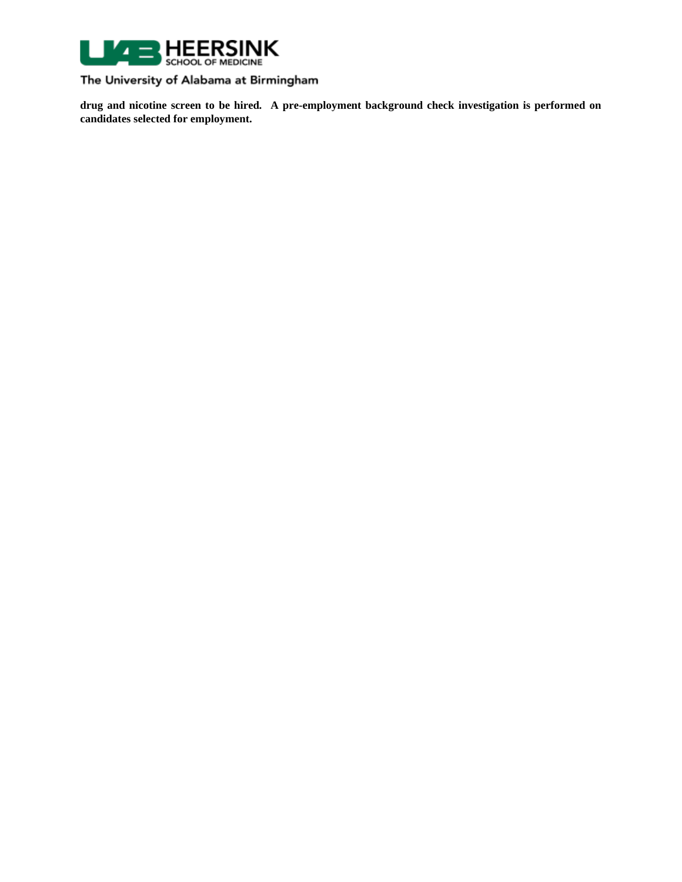**drug and nicotine screen to be hired. A pre-employment background check investigation is performed on candidates selected for employment.**